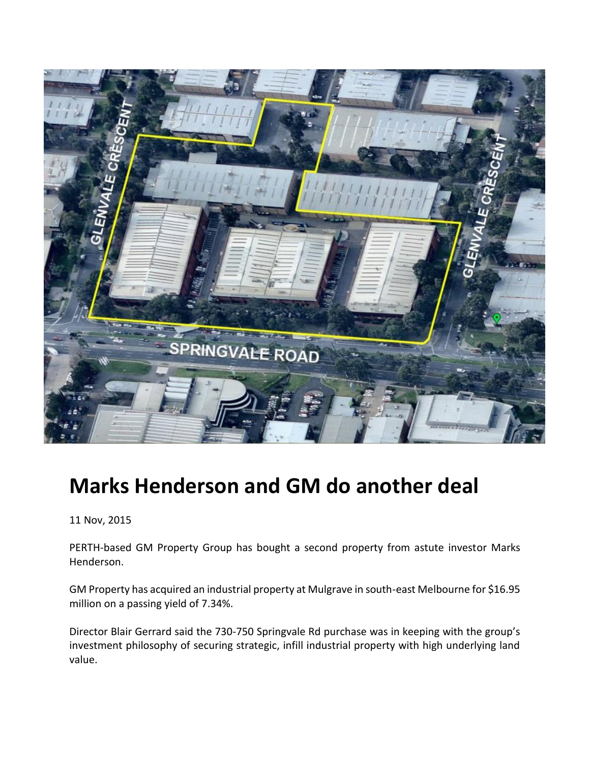# Marks Henderson and GM do another deal

11 Nov, 2015

PERTH-based GM Property Group has bought a second property from astute investor Marks Henderson.

GM Property has acquired an industrial property at Mulgrave in south-east Melbourne for $16.95 million on a passing yield of 7.34%.

Director Blair Gerrard said the 730-750 Springvale Rd purchase was in keeping with the group's investment philosophy of securing strategic, infill industrial property with high underlying land value.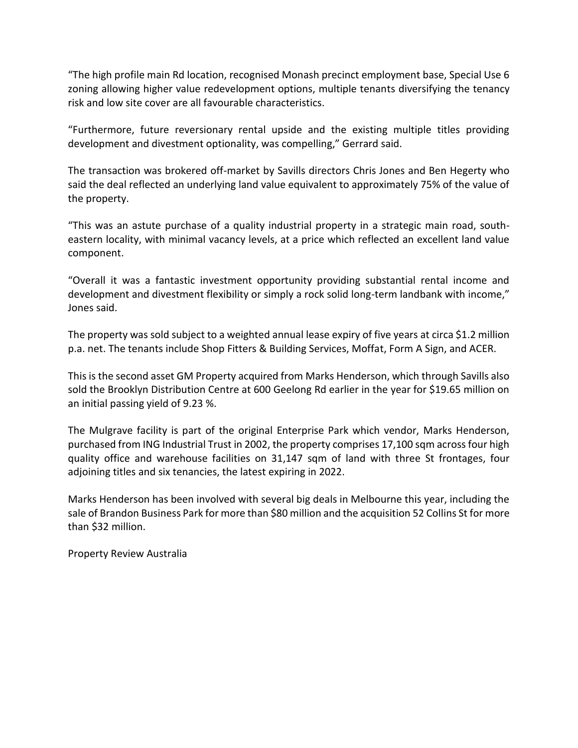"The high profile main Rd location, recognised Monash precinct employment base, Special Use 6 zoning allowing higher value redevelopment options, multiple tenants diversifying the tenancy risk and low site cover are all favourable characteristics.

"Furthermore, future reversionary rental upside and the existing multiple titles providing development and divestment optionality, was compelling," Gerrard said.

The transaction was brokered off-market by Savills directors Chris Jones and Ben Hegerty who said the deal reflected an underlying land value equivalent to approximately 75% of the value of the property.

"This was an astute purchase of a quality industrial property in a strategic main road, south-eastern locality, with minimal vacancy levels, at a price which reflected an excellent land value component.

"Overall it was a fantastic investment opportunity providing substantial rental income and development and divestment flexibility or simply a rock solid long-term landbank with income," Jones said.

The property was sold subject to a weighted annual lease expiry of five years at circa $1.2 million p.a. net. The tenants include Shop Fitters & Building Services, Moffat, Form A Sign, and ACER.

This is the second asset GM Property acquired from Marks Henderson, which through Savills also sold the Brooklyn Distribution Centre at 600 Geelong Rd earlier in the year for $19.65 million on an initial passing yield of 9.23 %.

The Mulgrave facility is part of the original Enterprise Park which vendor, Marks Henderson, purchased from ING Industrial Trust in 2002, the property comprises 17,100 sqm across four high quality office and warehouse facilities on 31,147 sqm of land with three St frontages, four adjoining titles and six tenancies, the latest expiring in 2022.

Marks Henderson has been involved with several big deals in Melbourne this year, including the sale of Brandon Business Park for more than $80 million and the acquisition 52 Collins St for more than $32 million.

Property Review Australia